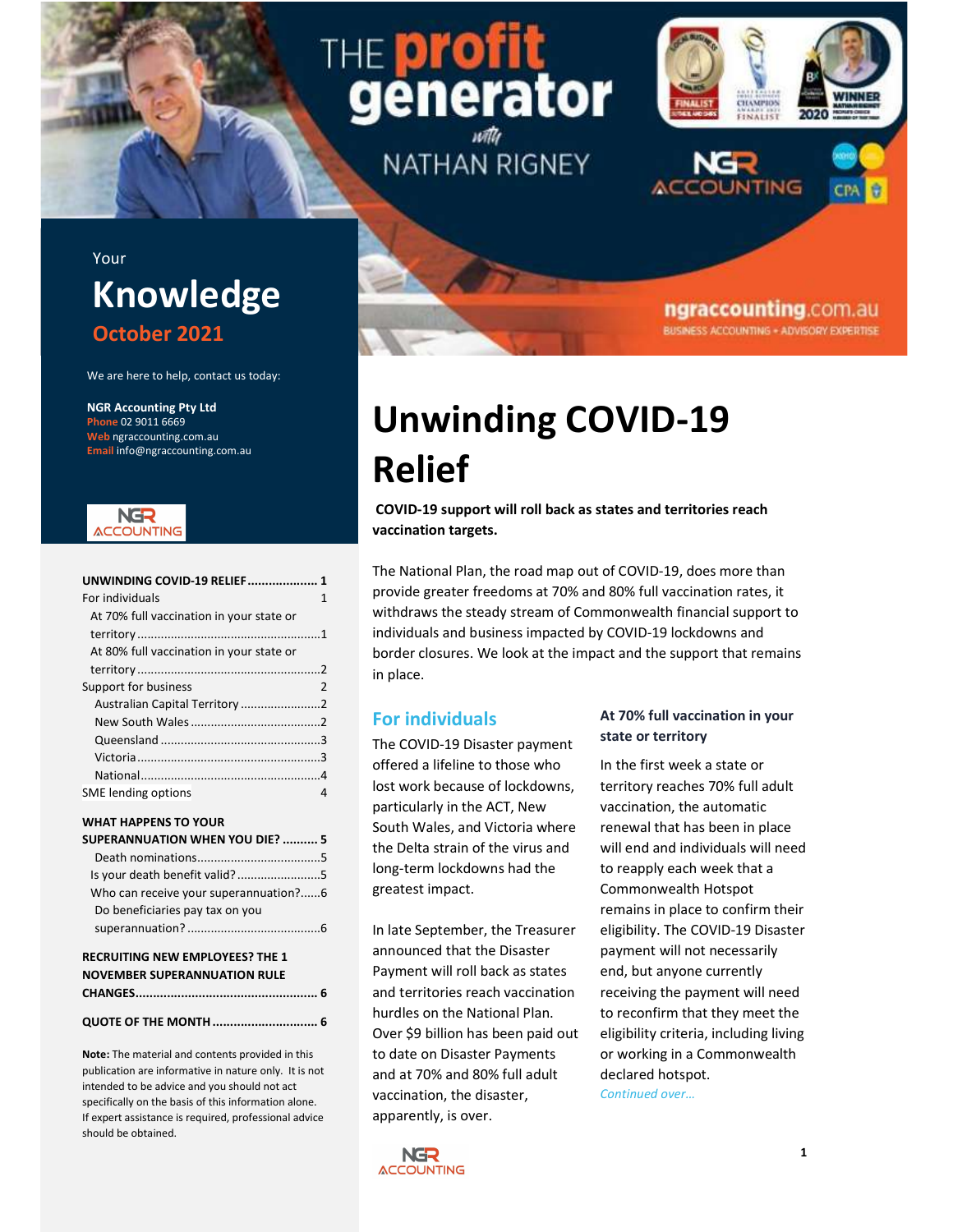THE profit generator with NATHAN RIGNEY

NGR ACCOUNTING

ngraccounting.com.au
BUSINESS ACCOUNTING + ADVISORY EXPERTISE

Your
# Knowledge
October 2021

We are here to help, contact us today:

**NGR Accounting Pty Ltd**
Phone 02 9011 6669
Web ngraccounting.com.au
Email info@ngraccounting.com.au

**UNWINDING COVID-19 RELIEF .................... 1**
For individuals 1
At 70% full vaccination in your state or territory ....................1
At 80% full vaccination in your state or territory ....................2
Support for business 2
Australian Capital Territory ....................2
New South Wales ....................2
Queensland ....................3
Victoria ....................3
National ....................4
SME lending options 4

**WHAT HAPPENS TO YOUR SUPERANNUATION WHEN YOU DIE? .......... 5**
Death nominations ....................5
Is your death benefit valid? ....................5
Who can receive your superannuation? ......6
Do beneficiaries pay tax on you superannuation? ....................6

**RECRUITING NEW EMPLOYEES? THE 1 NOVEMBER SUPERANNUATION RULE CHANGES .................... 6**

**QUOTE OF THE MONTH .................... 6**

**Note:** The material and contents provided in this publication are informative in nature only. It is not intended to be advice and you should not act specifically on the basis of this information alone. If expert assistance is required, professional advice should be obtained.

# Unwinding COVID-19 Relief

**COVID-19 support will roll back as states and territories reach vaccination targets.**

The National Plan, the road map out of COVID-19, does more than provide greater freedoms at 70% and 80% full vaccination rates, it withdraws the steady stream of Commonwealth financial support to individuals and business impacted by COVID-19 lockdowns and border closures. We look at the impact and the support that remains in place.

## For individuals

The COVID-19 Disaster payment offered a lifeline to those who lost work because of lockdowns, particularly in the ACT, New South Wales, and Victoria where the Delta strain of the virus and long-term lockdowns had the greatest impact.

In late September, the Treasurer announced that the Disaster Payment will roll back as states and territories reach vaccination hurdles on the National Plan. Over $9 billion has been paid out to date on Disaster Payments and at 70% and 80% full adult vaccination, the disaster, apparently, is over.

### At 70% full vaccination in your state or territory

In the first week a state or territory reaches 70% full adult vaccination, the automatic renewal that has been in place will end and individuals will need to reapply each week that a Commonwealth Hotspot remains in place to confirm their eligibility. The COVID-19 Disaster payment will not necessarily end, but anyone currently receiving the payment will need to reconfirm that they meet the eligibility criteria, including living or working in a Commonwealth declared hotspot.

*Continued over…*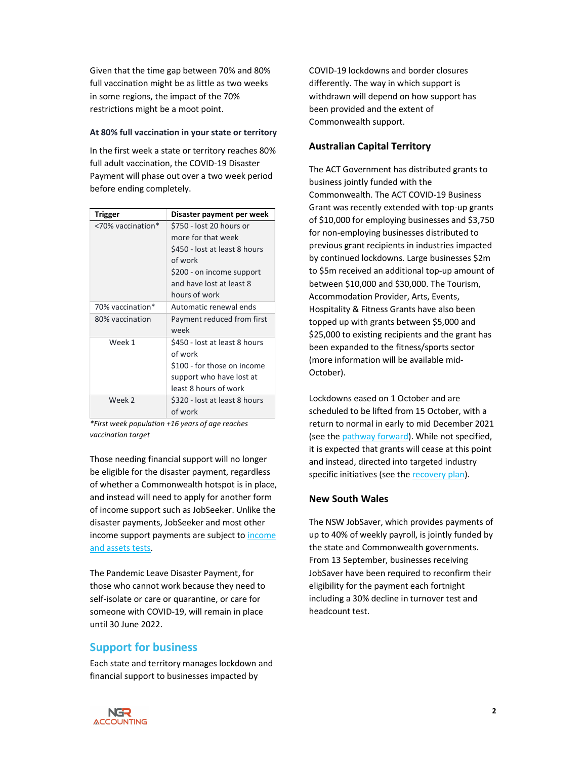Given that the time gap between 70% and 80% full vaccination might be as little as two weeks in some regions, the impact of the 70% restrictions might be a moot point.

#### At 80% full vaccination in your state or territory

In the first week a state or territory reaches 80% full adult vaccination, the COVID-19 Disaster Payment will phase out over a two week period before ending completely.

| Trigger | Disaster payment per week |
|---|---|
| <70% vaccination* | $750 - lost 20 hours or more for that week<br>$450 - lost at least 8 hours of work<br>$200 - on income support and have lost at least 8 hours of work |
| 70% vaccination* | Automatic renewal ends |
| 80% vaccination | Payment reduced from first week |
| Week 1 | $450 - lost at least 8 hours of work<br>$100 - for those on income support who have lost at least 8 hours of work |
| Week 2 | $320 - lost at least 8 hours of work |

*\*First week population +16 years of age reaches vaccination target*

Those needing financial support will no longer be eligible for the disaster payment, regardless of whether a Commonwealth hotspot is in place, and instead will need to apply for another form of income support such as JobSeeker. Unlike the disaster payments, JobSeeker and most other income support payments are subject to income and assets tests.

The Pandemic Leave Disaster Payment, for those who cannot work because they need to self-isolate or care or quarantine, or care for someone with COVID-19, will remain in place until 30 June 2022.

## Support for business

Each state and territory manages lockdown and financial support to businesses impacted by COVID-19 lockdowns and border closures differently. The way in which support is withdrawn will depend on how support has been provided and the extent of Commonwealth support.

### Australian Capital Territory

The ACT Government has distributed grants to business jointly funded with the Commonwealth. The ACT COVID-19 Business Grant was recently extended with top-up grants of $10,000 for employing businesses and $3,750 for non-employing businesses distributed to previous grant recipients in industries impacted by continued lockdowns. Large businesses $2m to $5m received an additional top-up amount of between $10,000 and $30,000. The Tourism, Accommodation Provider, Arts, Events, Hospitality & Fitness Grants have also been topped up with grants between $5,000 and $25,000 to existing recipients and the grant has been expanded to the fitness/sports sector (more information will be available mid-October).

Lockdowns eased on 1 October and are scheduled to be lifted from 15 October, with a return to normal in early to mid December 2021 (see the pathway forward). While not specified, it is expected that grants will cease at this point and instead, directed into targeted industry specific initiatives (see the recovery plan).

### New South Wales

The NSW JobSaver, which provides payments of up to 40% of weekly payroll, is jointly funded by the state and Commonwealth governments. From 13 September, businesses receiving JobSaver have been required to reconfirm their eligibility for the payment each fortnight including a 30% decline in turnover test and headcount test.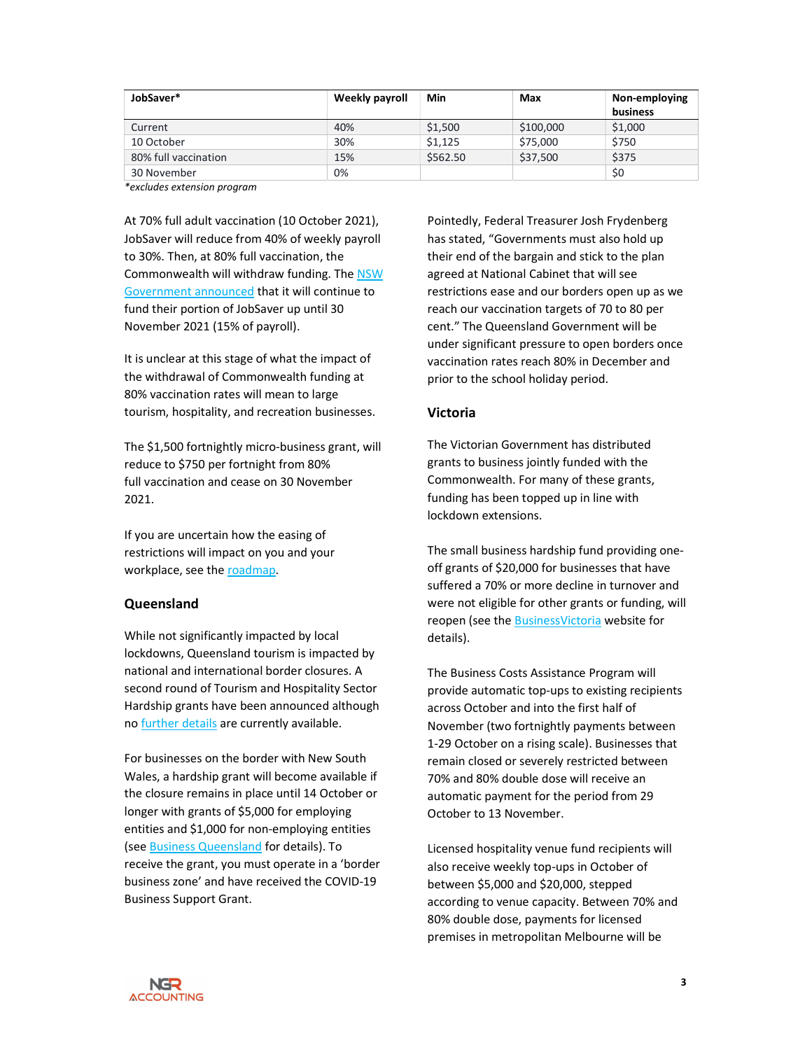| JobSaver* | Weekly payroll | Min | Max | Non-employing business |
|---|---|---|---|---|
| Current | 40% | $1,500 | $100,000 | $1,000 |
| 10 October | 30% | $1,125 | $75,000 | $750 |
| 80% full vaccination | 15% | $562.50 | $37,500 | $375 |
| 30 November | 0% | | | $0 |

*excludes extension program*

At 70% full adult vaccination (10 October 2021), JobSaver will reduce from 40% of weekly payroll to 30%. Then, at 80% full vaccination, the Commonwealth will withdraw funding. The NSW Government announced that it will continue to fund their portion of JobSaver up until 30 November 2021 (15% of payroll).

It is unclear at this stage of what the impact of the withdrawal of Commonwealth funding at 80% vaccination rates will mean to large tourism, hospitality, and recreation businesses.

The $1,500 fortnightly micro-business grant, will reduce to $750 per fortnight from 80% full vaccination and cease on 30 November 2021.

If you are uncertain how the easing of restrictions will impact on you and your workplace, see the roadmap.

### Queensland

While not significantly impacted by local lockdowns, Queensland tourism is impacted by national and international border closures. A second round of Tourism and Hospitality Sector Hardship grants have been announced although no further details are currently available.

For businesses on the border with New South Wales, a hardship grant will become available if the closure remains in place until 14 October or longer with grants of $5,000 for employing entities and $1,000 for non-employing entities (see Business Queensland for details). To receive the grant, you must operate in a 'border business zone' and have received the COVID-19 Business Support Grant.

Pointedly, Federal Treasurer Josh Frydenberg has stated, "Governments must also hold up their end of the bargain and stick to the plan agreed at National Cabinet that will see restrictions ease and our borders open up as we reach our vaccination targets of 70 to 80 per cent." The Queensland Government will be under significant pressure to open borders once vaccination rates reach 80% in December and prior to the school holiday period.

### Victoria

The Victorian Government has distributed grants to business jointly funded with the Commonwealth. For many of these grants, funding has been topped up in line with lockdown extensions.

The small business hardship fund providing one-off grants of $20,000 for businesses that have suffered a 70% or more decline in turnover and were not eligible for other grants or funding, will reopen (see the BusinessVictoria website for details).

The Business Costs Assistance Program will provide automatic top-ups to existing recipients across October and into the first half of November (two fortnightly payments between 1-29 October on a rising scale). Businesses that remain closed or severely restricted between 70% and 80% double dose will receive an automatic payment for the period from 29 October to 13 November.

Licensed hospitality venue fund recipients will also receive weekly top-ups in October of between $5,000 and $20,000, stepped according to venue capacity. Between 70% and 80% double dose, payments for licensed premises in metropolitan Melbourne will be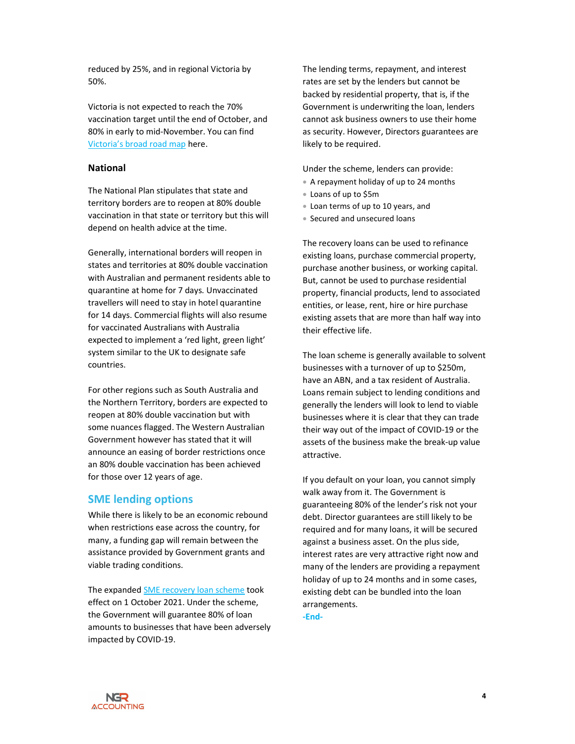reduced by 25%, and in regional Victoria by 50%.

Victoria is not expected to reach the 70% vaccination target until the end of October, and 80% in early to mid-November. You can find [Victoria's broad road map](#) here.

### National

The National Plan stipulates that state and territory borders are to reopen at 80% double vaccination in that state or territory but this will depend on health advice at the time.

Generally, international borders will reopen in states and territories at 80% double vaccination with Australian and permanent residents able to quarantine at home for 7 days. Unvaccinated travellers will need to stay in hotel quarantine for 14 days. Commercial flights will also resume for vaccinated Australians with Australia expected to implement a 'red light, green light' system similar to the UK to designate safe countries.

For other regions such as South Australia and the Northern Territory, borders are expected to reopen at 80% double vaccination but with some nuances flagged. The Western Australian Government however has stated that it will announce an easing of border restrictions once an 80% double vaccination has been achieved for those over 12 years of age.

## SME lending options

While there is likely to be an economic rebound when restrictions ease across the country, for many, a funding gap will remain between the assistance provided by Government grants and viable trading conditions.

The expanded [SME recovery loan scheme](#) took effect on 1 October 2021. Under the scheme, the Government will guarantee 80% of loan amounts to businesses that have been adversely impacted by COVID-19.

The lending terms, repayment, and interest rates are set by the lenders but cannot be backed by residential property, that is, if the Government is underwriting the loan, lenders cannot ask business owners to use their home as security. However, Directors guarantees are likely to be required.

Under the scheme, lenders can provide:

- A repayment holiday of up to 24 months
- Loans of up to $5m
- Loan terms of up to 10 years, and
- Secured and unsecured loans

The recovery loans can be used to refinance existing loans, purchase commercial property, purchase another business, or working capital. But, cannot be used to purchase residential property, financial products, lend to associated entities, or lease, rent, hire or hire purchase existing assets that are more than half way into their effective life.

The loan scheme is generally available to solvent businesses with a turnover of up to $250m, have an ABN, and a tax resident of Australia. Loans remain subject to lending conditions and generally the lenders will look to lend to viable businesses where it is clear that they can trade their way out of the impact of COVID-19 or the assets of the business make the break-up value attractive.

If you default on your loan, you cannot simply walk away from it. The Government is guaranteeing 80% of the lender's risk not your debt. Director guarantees are still likely to be required and for many loans, it will be secured against a business asset. On the plus side, interest rates are very attractive right now and many of the lenders are providing a repayment holiday of up to 24 months and in some cases, existing debt can be bundled into the loan arrangements.

**-End-**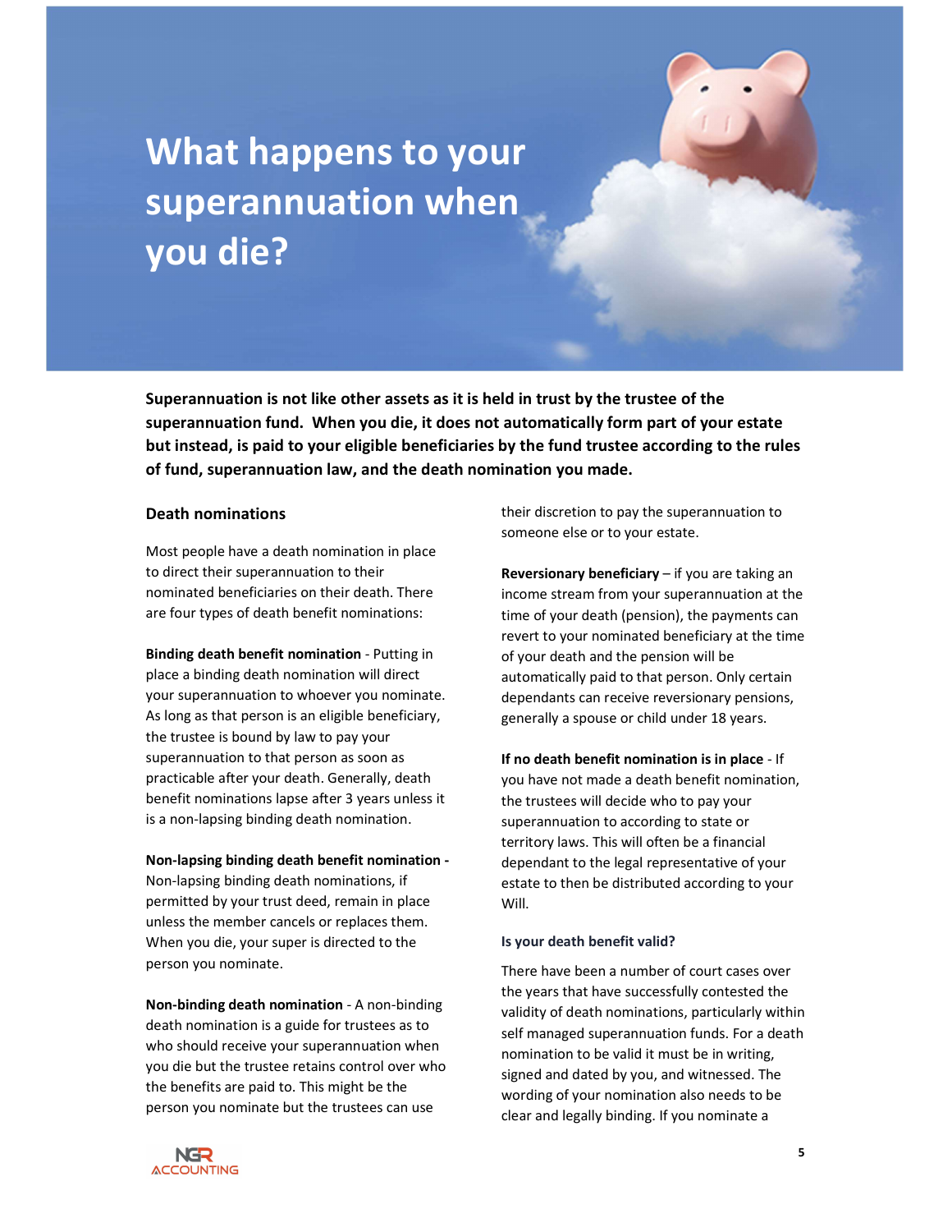# What happens to your superannuation when you die?

**Superannuation is not like other assets as it is held in trust by the trustee of the superannuation fund. When you die, it does not automatically form part of your estate but instead, is paid to your eligible beneficiaries by the fund trustee according to the rules of fund, superannuation law, and the death nomination you made.**

## Death nominations

Most people have a death nomination in place to direct their superannuation to their nominated beneficiaries on their death. There are four types of death benefit nominations:

**Binding death benefit nomination** - Putting in place a binding death nomination will direct your superannuation to whoever you nominate. As long as that person is an eligible beneficiary, the trustee is bound by law to pay your superannuation to that person as soon as practicable after your death. Generally, death benefit nominations lapse after 3 years unless it is a non-lapsing binding death nomination.

**Non-lapsing binding death benefit nomination -** Non-lapsing binding death nominations, if permitted by your trust deed, remain in place unless the member cancels or replaces them. When you die, your super is directed to the person you nominate.

**Non-binding death nomination** - A non-binding death nomination is a guide for trustees as to who should receive your superannuation when you die but the trustee retains control over who the benefits are paid to. This might be the person you nominate but the trustees can use their discretion to pay the superannuation to someone else or to your estate.

**Reversionary beneficiary** – if you are taking an income stream from your superannuation at the time of your death (pension), the payments can revert to your nominated beneficiary at the time of your death and the pension will be automatically paid to that person. Only certain dependants can receive reversionary pensions, generally a spouse or child under 18 years.

**If no death benefit nomination is in place** - If you have not made a death benefit nomination, the trustees will decide who to pay your superannuation to according to state or territory laws. This will often be a financial dependant to the legal representative of your estate to then be distributed according to your Will.

### Is your death benefit valid?

There have been a number of court cases over the years that have successfully contested the validity of death nominations, particularly within self managed superannuation funds. For a death nomination to be valid it must be in writing, signed and dated by you, and witnessed. The wording of your nomination also needs to be clear and legally binding. If you nominate a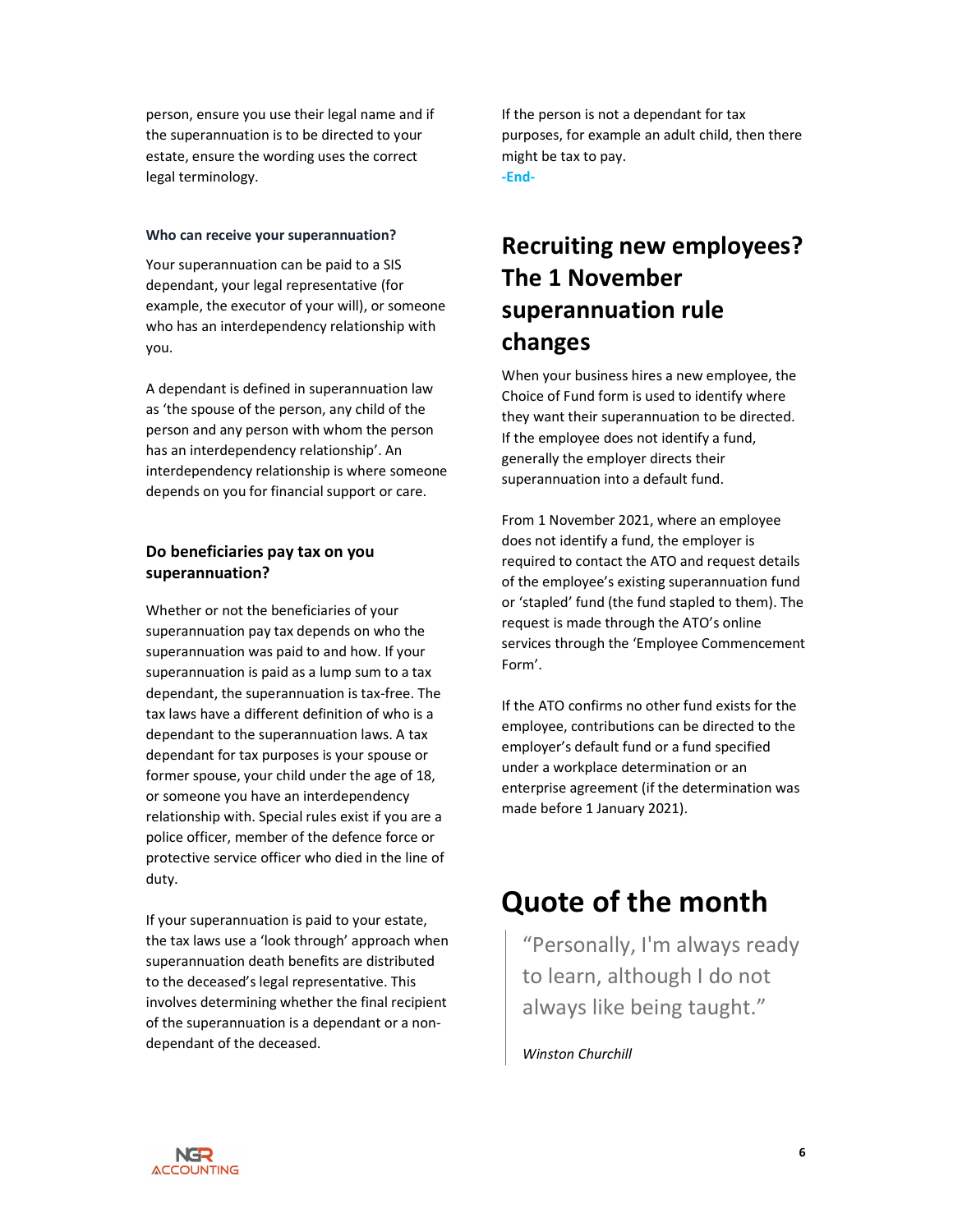person, ensure you use their legal name and if the superannuation is to be directed to your estate, ensure the wording uses the correct legal terminology.

#### Who can receive your superannuation?

Your superannuation can be paid to a SIS dependant, your legal representative (for example, the executor of your will), or someone who has an interdependency relationship with you.

A dependant is defined in superannuation law as 'the spouse of the person, any child of the person and any person with whom the person has an interdependency relationship'. An interdependency relationship is where someone depends on you for financial support or care.

### Do beneficiaries pay tax on you superannuation?

Whether or not the beneficiaries of your superannuation pay tax depends on who the superannuation was paid to and how. If your superannuation is paid as a lump sum to a tax dependant, the superannuation is tax-free. The tax laws have a different definition of who is a dependant to the superannuation laws. A tax dependant for tax purposes is your spouse or former spouse, your child under the age of 18, or someone you have an interdependency relationship with. Special rules exist if you are a police officer, member of the defence force or protective service officer who died in the line of duty.

If your superannuation is paid to your estate, the tax laws use a 'look through' approach when superannuation death benefits are distributed to the deceased's legal representative. This involves determining whether the final recipient of the superannuation is a dependant or a non-dependant of the deceased.

If the person is not a dependant for tax purposes, for example an adult child, then there might be tax to pay.

**-End-**

## Recruiting new employees? The 1 November superannuation rule changes

When your business hires a new employee, the Choice of Fund form is used to identify where they want their superannuation to be directed. If the employee does not identify a fund, generally the employer directs their superannuation into a default fund.

From 1 November 2021, where an employee does not identify a fund, the employer is required to contact the ATO and request details of the employee's existing superannuation fund or 'stapled' fund (the fund stapled to them). The request is made through the ATO's online services through the 'Employee Commencement Form'.

If the ATO confirms no other fund exists for the employee, contributions can be directed to the employer's default fund or a fund specified under a workplace determination or an enterprise agreement (if the determination was made before 1 January 2021).

## Quote of the month

> "Personally, I'm always ready to learn, although I do not always like being taught."
>
> *Winston Churchill*